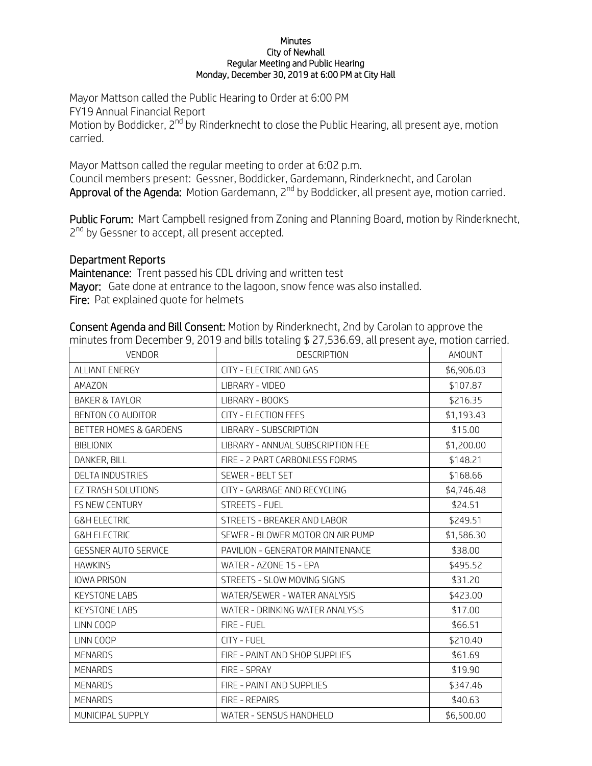**Minutes**
**City of Newhall**
**Regular Meeting and Public Hearing**
**Monday, December 30, 2019 at 6:00 PM at City Hall**

Mayor Mattson called the Public Hearing to Order at 6:00 PM
FY19 Annual Financial Report
Motion by Boddicker, 2nd by Rinderknecht to close the Public Hearing, all present aye, motion carried.

Mayor Mattson called the regular meeting to order at 6:02 p.m.
Council members present: Gessner, Boddicker, Gardemann, Rinderknecht, and Carolan
**Approval of the Agenda:** Motion Gardemann, 2nd by Boddicker, all present aye, motion carried.

**Public Forum:** Mart Campbell resigned from Zoning and Planning Board, motion by Rinderknecht, 2nd by Gessner to accept, all present accepted.

**Department Reports**
**Maintenance:** Trent passed his CDL driving and written test
**Mayor:** Gate done at entrance to the lagoon, snow fence was also installed.
**Fire:** Pat explained quote for helmets

**Consent Agenda and Bill Consent:** Motion by Rinderknecht, 2nd by Carolan to approve the minutes from December 9, 2019 and bills totaling $ 27,536.69, all present aye, motion carried.

| VENDOR | DESCRIPTION | AMOUNT |
|---|---|---|
| ALLIANT ENERGY | CITY - ELECTRIC AND GAS | $6,906.03 |
| AMAZON | LIBRARY - VIDEO | $107.87 |
| BAKER & TAYLOR | LIBRARY - BOOKS | $216.35 |
| BENTON CO AUDITOR | CITY - ELECTION FEES | $1,193.43 |
| BETTER HOMES & GARDENS | LIBRARY - SUBSCRIPTION | $15.00 |
| BIBLIONIX | LIBRARY - ANNUAL SUBSCRIPTION FEE | $1,200.00 |
| DANKER, BILL | FIRE - 2 PART CARBONLESS FORMS | $148.21 |
| DELTA INDUSTRIES | SEWER - BELT SET | $168.66 |
| EZ TRASH SOLUTIONS | CITY - GARBAGE AND RECYCLING | $4,746.48 |
| FS NEW CENTURY | STREETS - FUEL | $24.51 |
| G&H ELECTRIC | STREETS - BREAKER AND LABOR | $249.51 |
| G&H ELECTRIC | SEWER - BLOWER MOTOR ON AIR PUMP | $1,586.30 |
| GESSNER AUTO SERVICE | PAVILION - GENERATOR MAINTENANCE | $38.00 |
| HAWKINS | WATER - AZONE 15 - EPA | $495.52 |
| IOWA PRISON | STREETS - SLOW MOVING SIGNS | $31.20 |
| KEYSTONE LABS | WATER/SEWER - WATER ANALYSIS | $423.00 |
| KEYSTONE LABS | WATER - DRINKING WATER ANALYSIS | $17.00 |
| LINN COOP | FIRE - FUEL | $66.51 |
| LINN COOP | CITY - FUEL | $210.40 |
| MENARDS | FIRE - PAINT AND SHOP SUPPLIES | $61.69 |
| MENARDS | FIRE - SPRAY | $19.90 |
| MENARDS | FIRE - PAINT AND SUPPLIES | $347.46 |
| MENARDS | FIRE - REPAIRS | $40.63 |
| MUNICIPAL SUPPLY | WATER - SENSUS HANDHELD | $6,500.00 |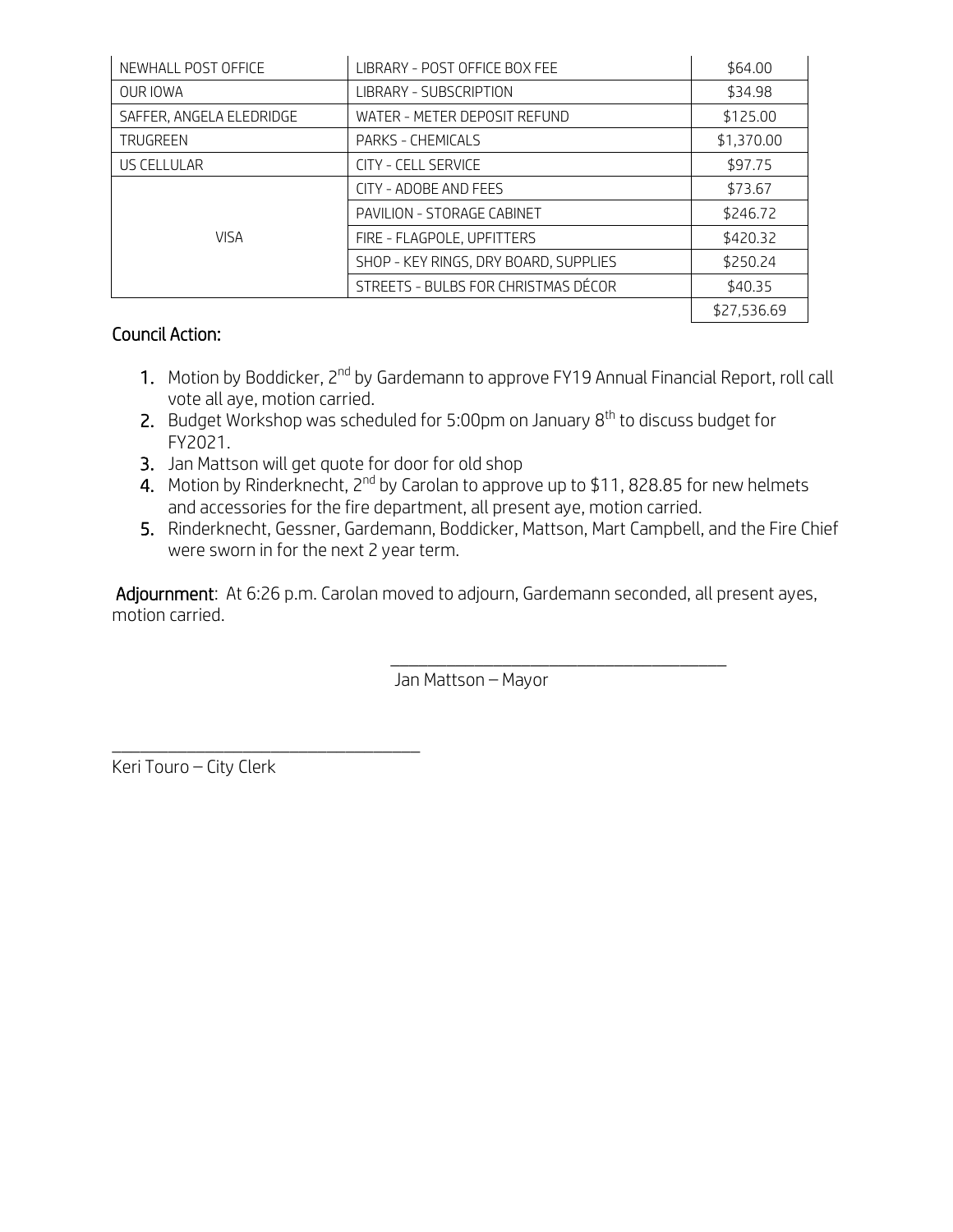| | | |
|---|---|---|
| NEWHALL POST OFFICE | LIBRARY - POST OFFICE BOX FEE | $64.00 |
| OUR IOWA | LIBRARY - SUBSCRIPTION | $34.98 |
| SAFFER, ANGELA ELEDRIDGE | WATER - METER DEPOSIT REFUND | $125.00 |
| TRUGREEN | PARKS - CHEMICALS | $1,370.00 |
| US CELLULAR | CITY - CELL SERVICE | $97.75 |
| VISA | CITY - ADOBE AND FEES | $73.67 |
| | PAVILION - STORAGE CABINET | $246.72 |
| | FIRE - FLAGPOLE, UPFITTERS | $420.32 |
| | SHOP - KEY RINGS, DRY BOARD, SUPPLIES | $250.24 |
| | STREETS - BULBS FOR CHRISTMAS DÉCOR | $40.35 |
| | | $27,536.69 |

**Council Action:**

1. Motion by Boddicker, 2nd by Gardemann to approve FY19 Annual Financial Report, roll call vote all aye, motion carried.
2. Budget Workshop was scheduled for 5:00pm on January 8th to discuss budget for FY2021.
3. Jan Mattson will get quote for door for old shop
4. Motion by Rinderknecht, 2nd by Carolan to approve up to $11, 828.85 for new helmets and accessories for the fire department, all present aye, motion carried.
5. Rinderknecht, Gessner, Gardemann, Boddicker, Mattson, Mart Campbell, and the Fire Chief were sworn in for the next 2 year term.

**Adjournment**: At 6:26 p.m. Carolan moved to adjourn, Gardemann seconded, all present ayes, motion carried.

\_\_\_\_\_\_\_\_\_\_\_\_\_\_\_\_\_\_\_\_\_\_\_\_\_\_\_\_\_\_\_\_\_\_\_\_\_\_\_\_
Jan Mattson – Mayor

\_\_\_\_\_\_\_\_\_\_\_\_\_\_\_\_\_\_\_\_\_\_\_\_\_\_\_\_\_\_\_\_\_\_\_\_\_\_\_\_
Keri Touro – City Clerk